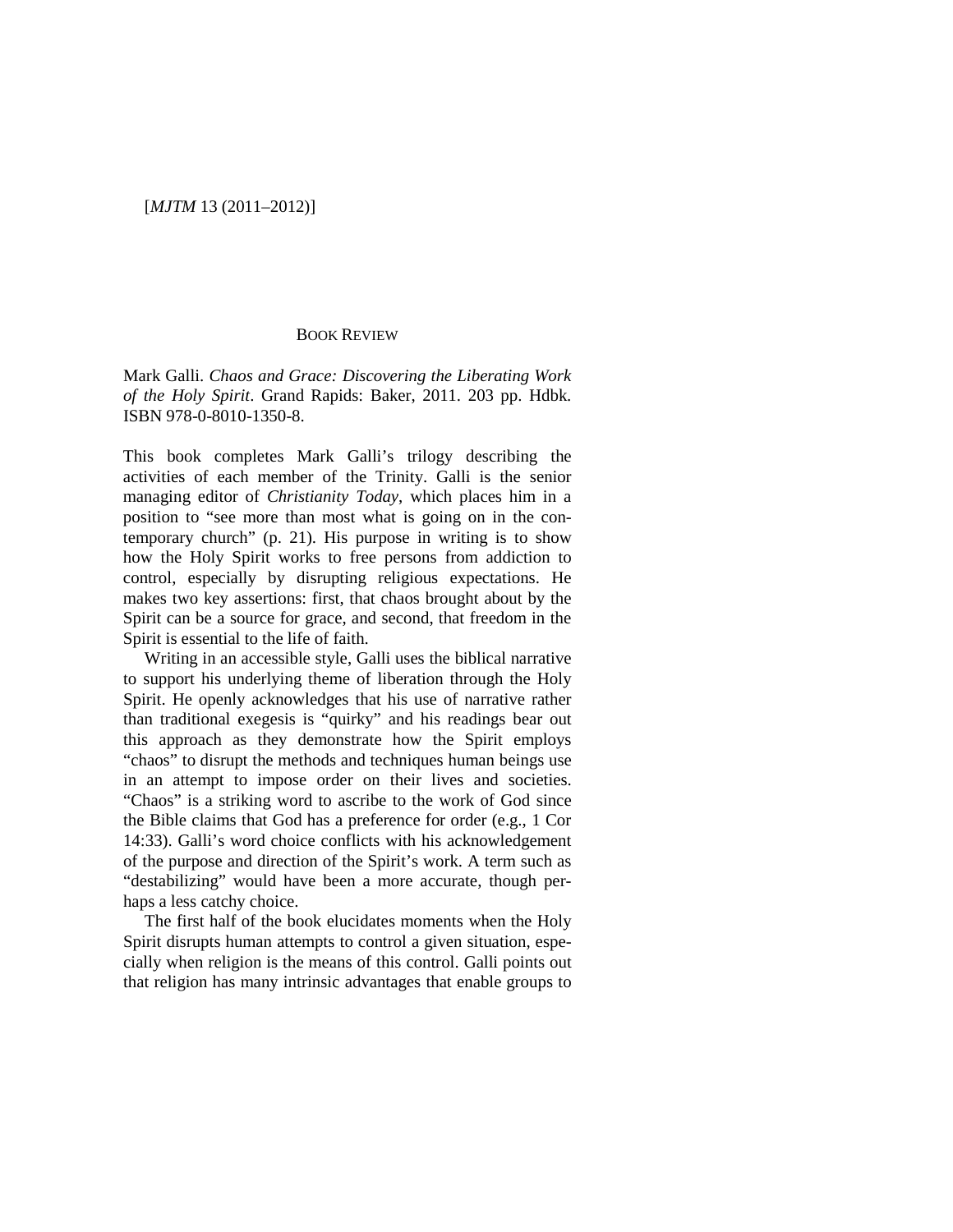## BOOK REVIEW

Mark Galli. *Chaos and Grace: Discovering the Liberating Work of the Holy Spirit*. Grand Rapids: Baker, 2011. 203 pp. Hdbk. ISBN 978-0-8010-1350-8.

This book completes Mark Galli's trilogy describing the activities of each member of the Trinity. Galli is the senior managing editor of *Christianity Today*, which places him in a position to "see more than most what is going on in the contemporary church" (p. 21). His purpose in writing is to show how the Holy Spirit works to free persons from addiction to control, especially by disrupting religious expectations. He makes two key assertions: first, that chaos brought about by the Spirit can be a source for grace, and second, that freedom in the Spirit is essential to the life of faith.

Writing in an accessible style, Galli uses the biblical narrative to support his underlying theme of liberation through the Holy Spirit. He openly acknowledges that his use of narrative rather than traditional exegesis is "quirky" and his readings bear out this approach as they demonstrate how the Spirit employs "chaos" to disrupt the methods and techniques human beings use in an attempt to impose order on their lives and societies. "Chaos" is a striking word to ascribe to the work of God since the Bible claims that God has a preference for order (e.g., 1 Cor 14:33). Galli's word choice conflicts with his acknowledgement of the purpose and direction of the Spirit's work. A term such as "destabilizing" would have been a more accurate, though perhaps a less catchy choice.

The first half of the book elucidates moments when the Holy Spirit disrupts human attempts to control a given situation, especially when religion is the means of this control. Galli points out that religion has many intrinsic advantages that enable groups to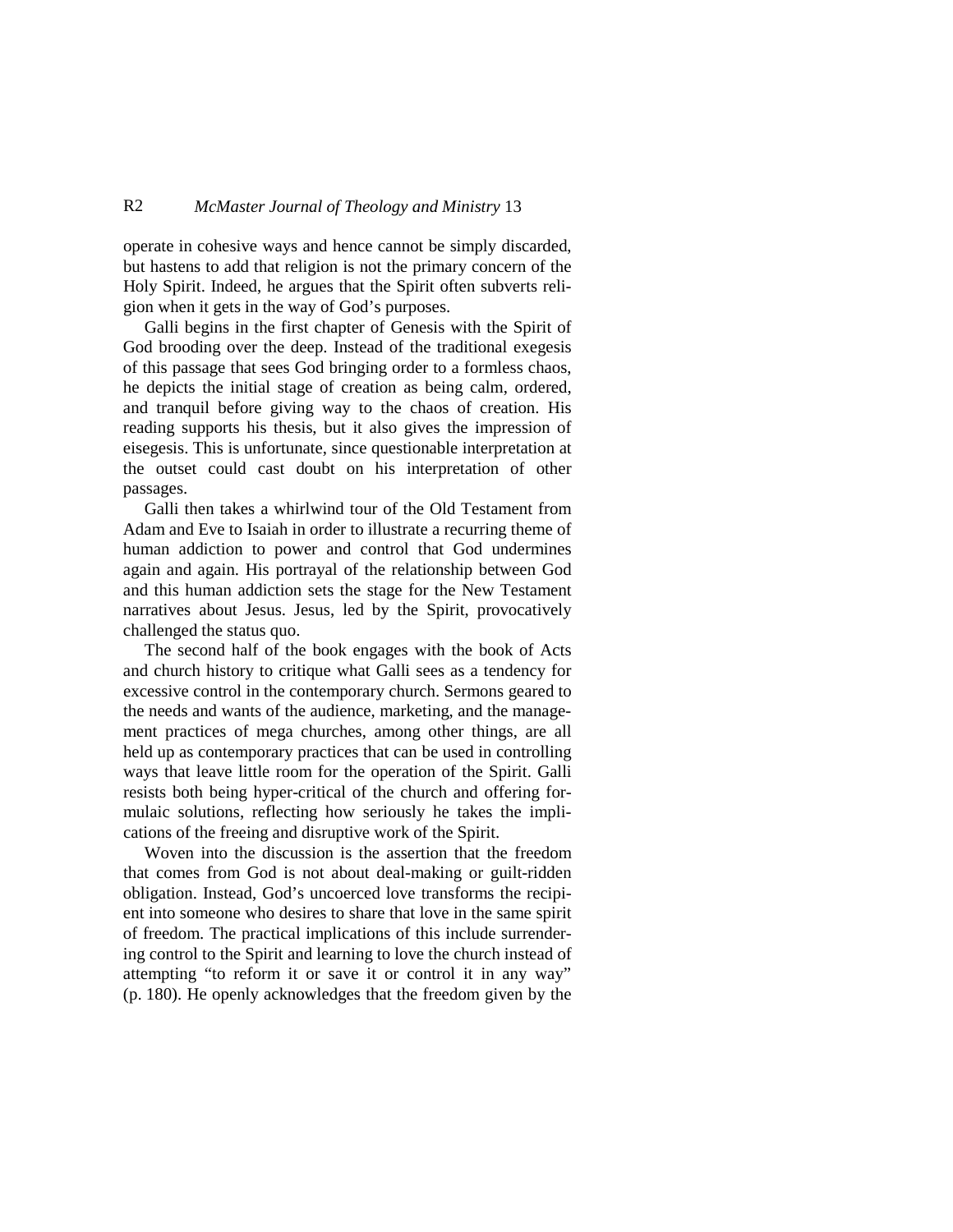operate in cohesive ways and hence cannot be simply discarded, but hastens to add that religion is not the primary concern of the Holy Spirit. Indeed, he argues that the Spirit often subverts religion when it gets in the way of God's purposes.

Galli begins in the first chapter of Genesis with the Spirit of God brooding over the deep. Instead of the traditional exegesis of this passage that sees God bringing order to a formless chaos, he depicts the initial stage of creation as being calm, ordered, and tranquil before giving way to the chaos of creation. His reading supports his thesis, but it also gives the impression of eisegesis. This is unfortunate, since questionable interpretation at the outset could cast doubt on his interpretation of other passages.

Galli then takes a whirlwind tour of the Old Testament from Adam and Eve to Isaiah in order to illustrate a recurring theme of human addiction to power and control that God undermines again and again. His portrayal of the relationship between God and this human addiction sets the stage for the New Testament narratives about Jesus. Jesus, led by the Spirit, provocatively challenged the status quo.

The second half of the book engages with the book of Acts and church history to critique what Galli sees as a tendency for excessive control in the contemporary church. Sermons geared to the needs and wants of the audience, marketing, and the management practices of mega churches, among other things, are all held up as contemporary practices that can be used in controlling ways that leave little room for the operation of the Spirit. Galli resists both being hyper-critical of the church and offering formulaic solutions, reflecting how seriously he takes the implications of the freeing and disruptive work of the Spirit.

Woven into the discussion is the assertion that the freedom that comes from God is not about deal-making or guilt-ridden obligation. Instead, God's uncoerced love transforms the recipient into someone who desires to share that love in the same spirit of freedom. The practical implications of this include surrendering control to the Spirit and learning to love the church instead of attempting "to reform it or save it or control it in any way" (p. 180). He openly acknowledges that the freedom given by the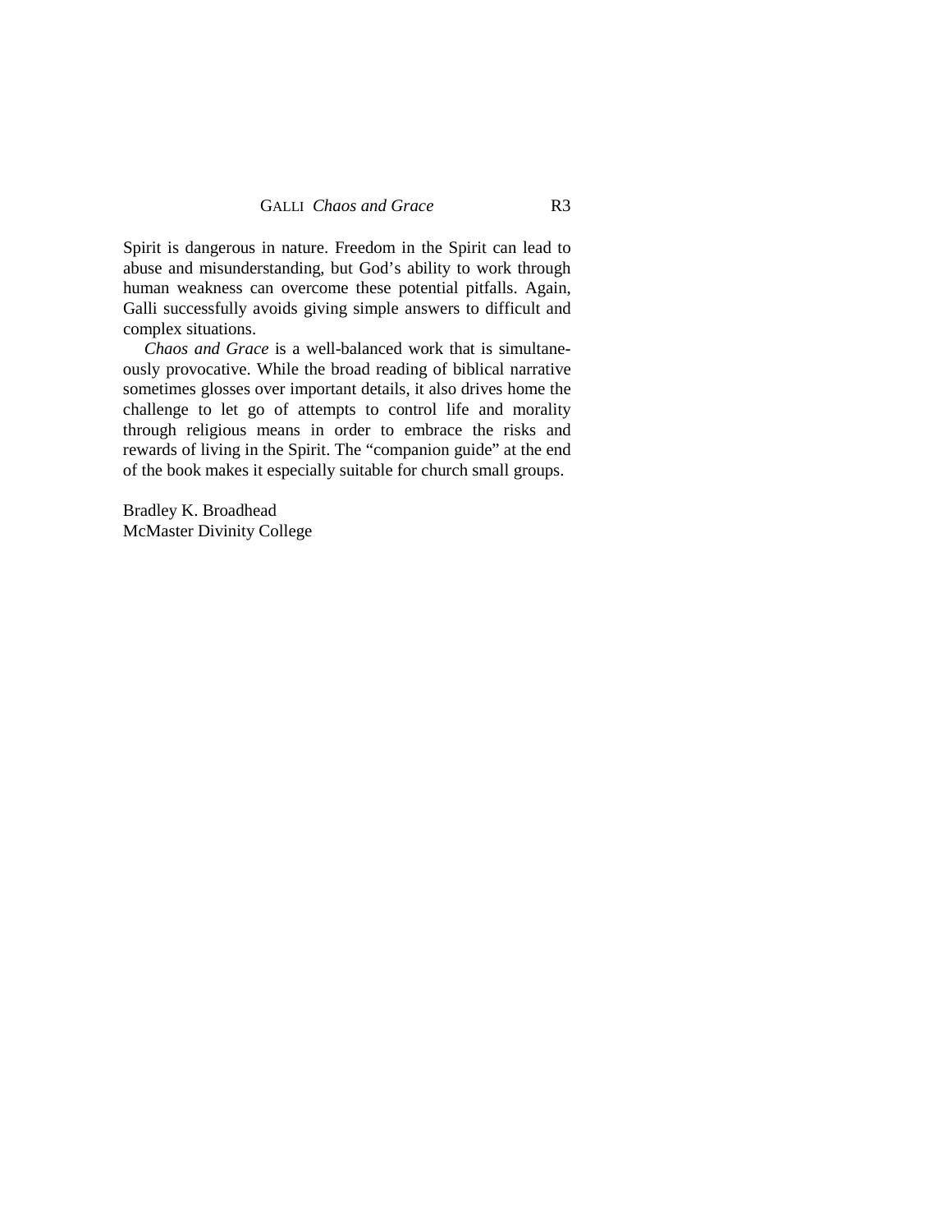Spirit is dangerous in nature. Freedom in the Spirit can lead to abuse and misunderstanding, but God's ability to work through human weakness can overcome these potential pitfalls. Again, Galli successfully avoids giving simple answers to difficult and complex situations.

*Chaos and Grace* is a well-balanced work that is simultaneously provocative. While the broad reading of biblical narrative sometimes glosses over important details, it also drives home the challenge to let go of attempts to control life and morality through religious means in order to embrace the risks and rewards of living in the Spirit. The "companion guide" at the end of the book makes it especially suitable for church small groups.

Bradley K. Broadhead
McMaster Divinity College